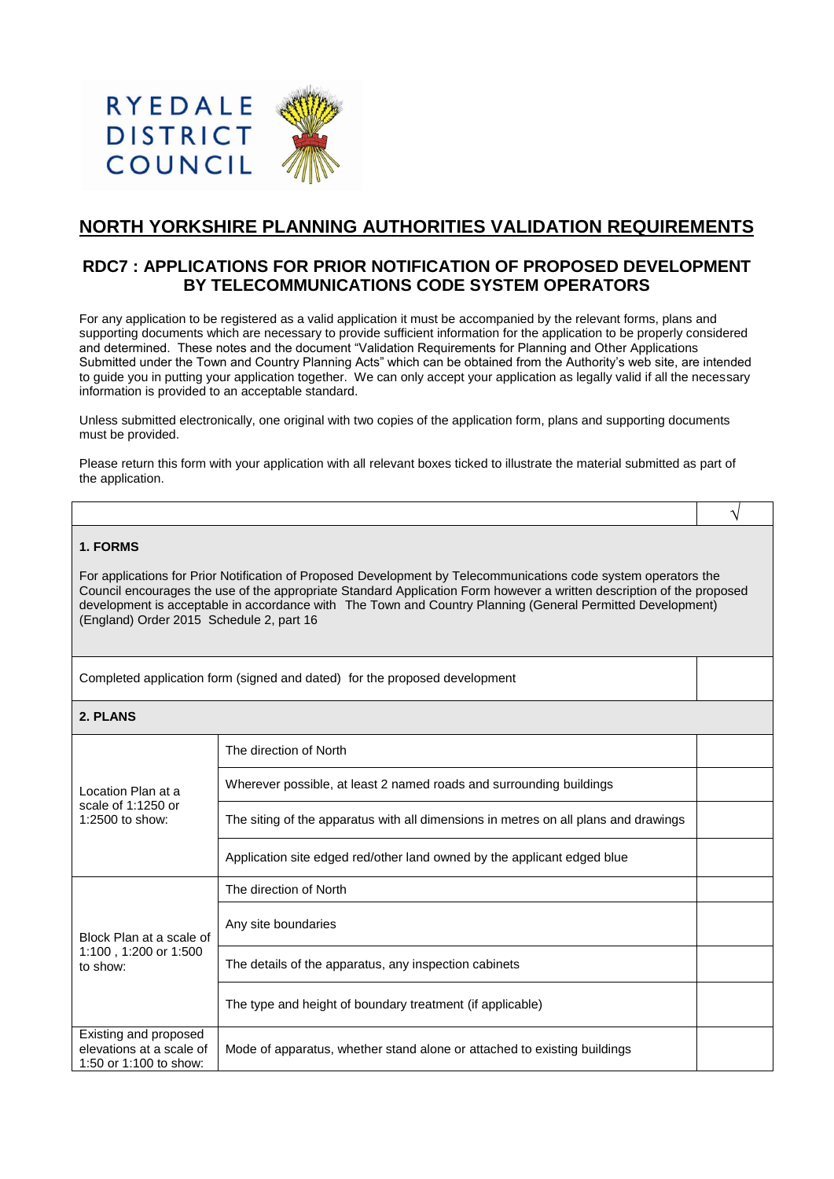RYEDALE
DISTRICT
COUNCIL

# NORTH YORKSHIRE PLANNING AUTHORITIES VALIDATION REQUIREMENTS

## RDC7 : APPLICATIONS FOR PRIOR NOTIFICATION OF PROPOSED DEVELOPMENT BY TELECOMMUNICATIONS CODE SYSTEM OPERATORS

For any application to be registered as a valid application it must be accompanied by the relevant forms, plans and supporting documents which are necessary to provide sufficient information for the application to be properly considered and determined. These notes and the document "Validation Requirements for Planning and Other Applications Submitted under the Town and Country Planning Acts" which can be obtained from the Authority's web site, are intended to guide you in putting your application together. We can only accept your application as legally valid if all the necessary information is provided to an acceptable standard.

Unless submitted electronically, one original with two copies of the application form, plans and supporting documents must be provided.

Please return this form with your application with all relevant boxes ticked to illustrate the material submitted as part of the application.

| | | √ |
|---|---|---|
| **1. FORMS**<br><br>For applications for Prior Notification of Proposed Development by Telecommunications code system operators the Council encourages the use of the appropriate Standard Application Form however a written description of the proposed development is acceptable in accordance with The Town and Country Planning (General Permitted Development) (England) Order 2015 Schedule 2, part 16 | | |
| Completed application form (signed and dated) for the proposed development | | |
| **2. PLANS** | | |
| Location Plan at a scale of 1:1250 or 1:2500 to show: | The direction of North | |
| | Wherever possible, at least 2 named roads and surrounding buildings | |
| | The siting of the apparatus with all dimensions in metres on all plans and drawings | |
| | Application site edged red/other land owned by the applicant edged blue | |
| Block Plan at a scale of 1:100 , 1:200 or 1:500 to show: | The direction of North | |
| | Any site boundaries | |
| | The details of the apparatus, any inspection cabinets | |
| | The type and height of boundary treatment (if applicable) | |
| Existing and proposed elevations at a scale of 1:50 or 1:100 to show: | Mode of apparatus, whether stand alone or attached to existing buildings | |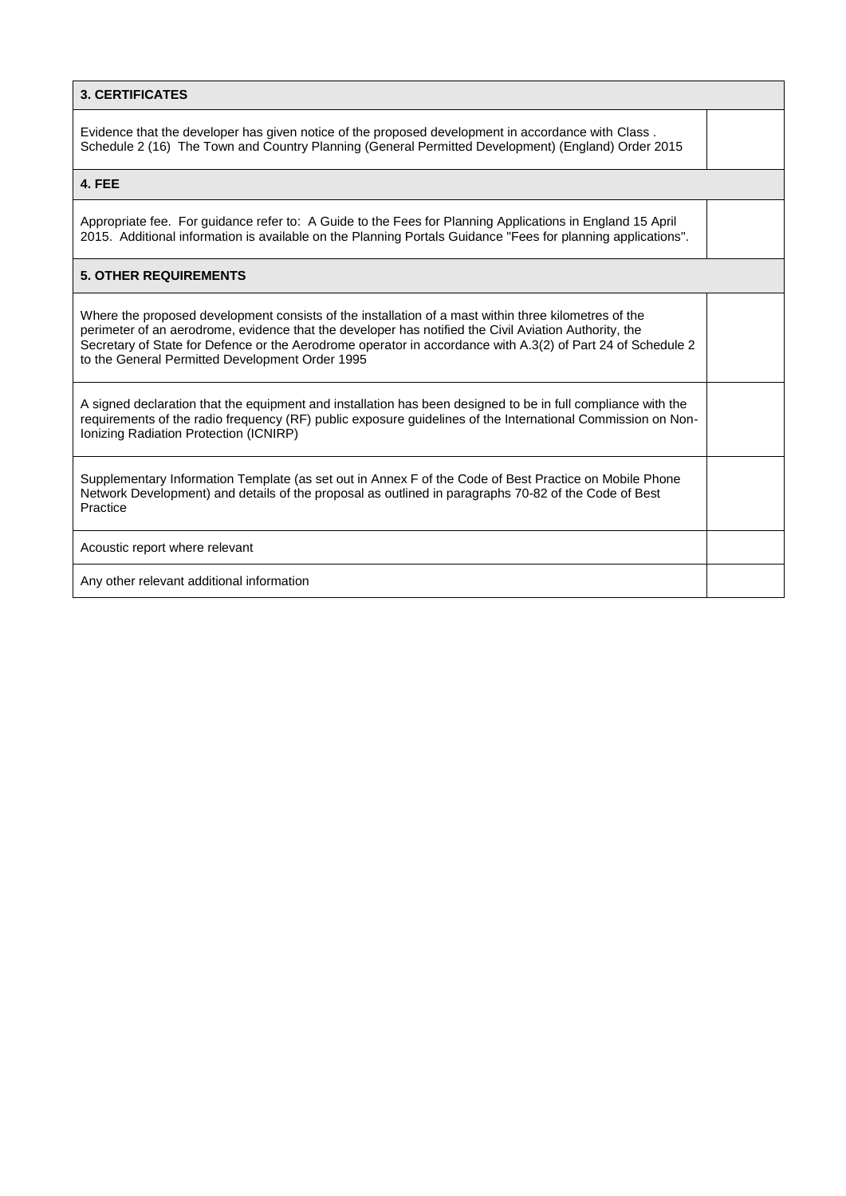| | |
|---|---|
| **3. CERTIFICATES** | |
| Evidence that the developer has given notice of the proposed development in accordance with Class . Schedule 2 (16) The Town and Country Planning (General Permitted Development) (England) Order 2015 | |
| **4. FEE** | |
| Appropriate fee. For guidance refer to: A Guide to the Fees for Planning Applications in England 15 April 2015. Additional information is available on the Planning Portals Guidance "Fees for planning applications". | |
| **5. OTHER REQUIREMENTS** | |
| Where the proposed development consists of the installation of a mast within three kilometres of the perimeter of an aerodrome, evidence that the developer has notified the Civil Aviation Authority, the Secretary of State for Defence or the Aerodrome operator in accordance with A.3(2) of Part 24 of Schedule 2 to the General Permitted Development Order 1995 | |
| A signed declaration that the equipment and installation has been designed to be in full compliance with the requirements of the radio frequency (RF) public exposure guidelines of the International Commission on Non-Ionizing Radiation Protection (ICNIRP) | |
| Supplementary Information Template (as set out in Annex F of the Code of Best Practice on Mobile Phone Network Development) and details of the proposal as outlined in paragraphs 70-82 of the Code of Best Practice | |
| Acoustic report where relevant | |
| Any other relevant additional information | |